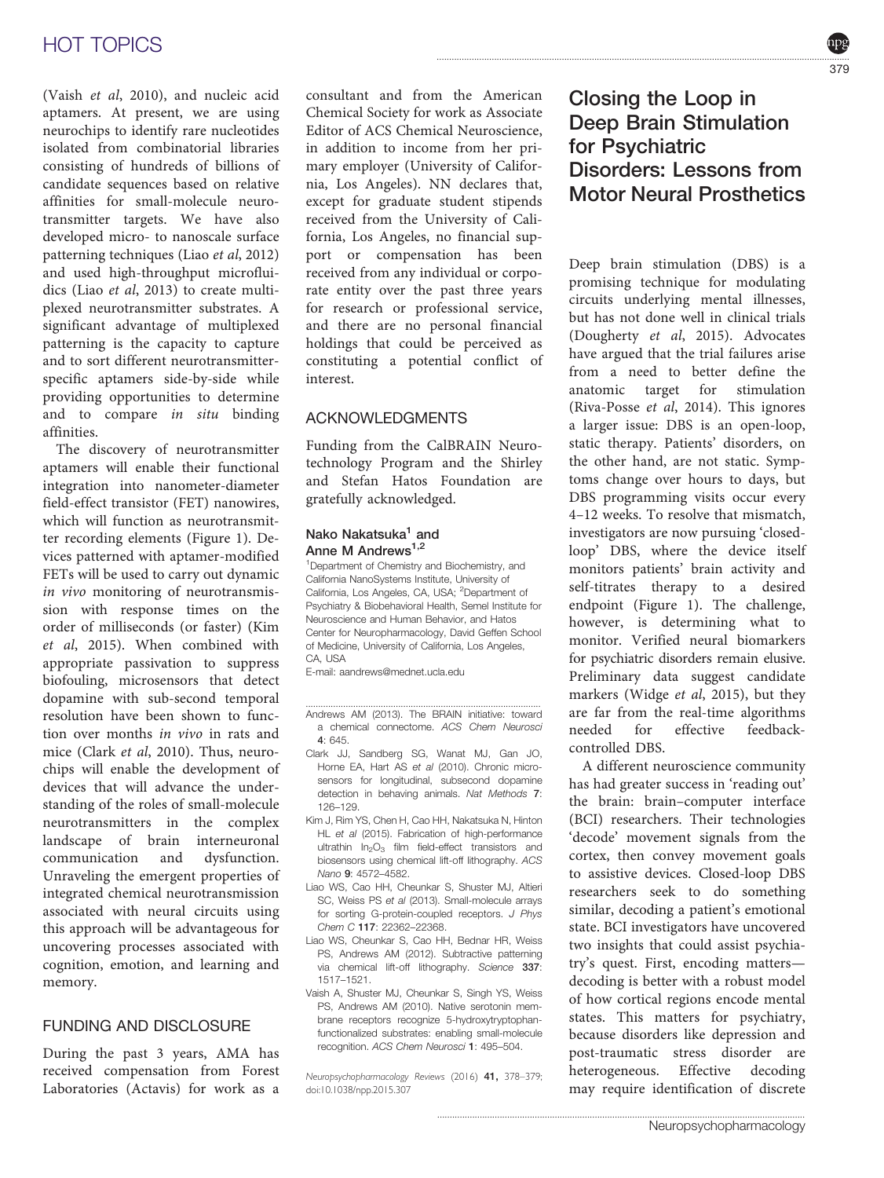(Vaish *et al*, 2010), and nucleic acid aptamers. At present, we are using neurochips to identify rare nucleotides isolated from combinatorial libraries consisting of hundreds of billions of candidate sequences based on relative affinities for small-molecule neurotransmitter targets. We have also developed micro- to nanoscale surface patterning techniques (Liao *et al*, 2012) and used high-throughput microfluidics (Liao *et al*, 2013) to create multiplexed neurotransmitter substrates. A significant advantage of multiplexed patterning is the capacity to capture and to sort different neurotransmitter-specific aptamers side-by-side while providing opportunities to determine and to compare *in situ* binding affinities.

The discovery of neurotransmitter aptamers will enable their functional integration into nanometer-diameter field-effect transistor (FET) nanowires, which will function as neurotransmitter recording elements (Figure 1). Devices patterned with aptamer-modified FETs will be used to carry out dynamic *in vivo* monitoring of neurotransmission with response times on the order of milliseconds (or faster) (Kim *et al*, 2015). When combined with appropriate passivation to suppress biofouling, microsensors that detect dopamine with sub-second temporal resolution have been shown to function over months *in vivo* in rats and mice (Clark *et al*, 2010). Thus, neurochips will enable the development of devices that will advance the understanding of the roles of small-molecule neurotransmitters in the complex landscape of brain interneuronal communication and dysfunction. Unraveling the emergent properties of integrated chemical neurotransmission associated with neural circuits using this approach will be advantageous for uncovering processes associated with cognition, emotion, and learning and memory.

## FUNDING AND DISCLOSURE

During the past 3 years, AMA has received compensation from Forest Laboratories (Actavis) for work as a consultant and from the American Chemical Society for work as Associate Editor of ACS Chemical Neuroscience, in addition to income from her primary employer (University of California, Los Angeles). NN declares that, except for graduate student stipends received from the University of California, Los Angeles, no financial support or compensation has been received from any individual or corporate entity over the past three years for research or professional service, and there are no personal financial holdings that could be perceived as constituting a potential conflict of interest.

## ACKNOWLEDGMENTS

Funding from the CalBRAIN Neurotechnology Program and the Shirley and Stefan Hatos Foundation are gratefully acknowledged.

**Nako Nakatsuka[1] and Anne M Andrews[1,2]**

[1]Department of Chemistry and Biochemistry, and California NanoSystems Institute, University of California, Los Angeles, CA, USA; [2]Department of Psychiatry & Biobehavioral Health, Semel Institute for Neuroscience and Human Behavior, and Hatos Center for Neuropharmacology, David Geffen School of Medicine, University of California, Los Angeles, CA, USA
E-mail: aandrews@mednet.ucla.edu

Andrews AM (2013). The BRAIN initiative: toward a chemical connectome. *ACS Chem Neurosci* **4**: 645.

Clark JJ, Sandberg SG, Wanat MJ, Gan JO, Horne EA, Hart AS *et al* (2010). Chronic microsensors for longitudinal, subsecond dopamine detection in behaving animals. *Nat Methods* **7**: 126–129.

Kim J, Rim YS, Chen H, Cao HH, Nakatsuka N, Hinton HL *et al* (2015). Fabrication of high-performance ultrathin $In_2O_3$ film field-effect transistors and biosensors using chemical lift-off lithography. *ACS Nano* **9**: 4572–4582.

Liao WS, Cao HH, Cheunkar S, Shuster MJ, Altieri SC, Weiss PS *et al* (2013). Small-molecule arrays for sorting G-protein-coupled receptors. *J Phys Chem C* **117**: 22362–22368.

Liao WS, Cheunkar S, Cao HH, Bednar HR, Weiss PS, Andrews AM (2012). Subtractive patterning via chemical lift-off lithography. *Science* **337**: 1517–1521.

Vaish A, Shuster MJ, Cheunkar S, Singh YS, Weiss PS, Andrews AM (2010). Native serotonin membrane receptors recognize 5-hydroxytryptophan-functionalized substrates: enabling small-molecule recognition. *ACS Chem Neurosci* **1**: 495–504.

*Neuropsychopharmacology Reviews* (2016) **41**, 378–379; doi:10.1038/npp.2015.307

# Closing the Loop in Deep Brain Stimulation for Psychiatric Disorders: Lessons from Motor Neural Prosthetics

Deep brain stimulation (DBS) is a promising technique for modulating circuits underlying mental illnesses, but has not done well in clinical trials (Dougherty *et al*, 2015). Advocates have argued that the trial failures arise from a need to better define the anatomic target for stimulation (Riva-Posse *et al*, 2014). This ignores a larger issue: DBS is an open-loop, static therapy. Patients' disorders, on the other hand, are not static. Symptoms change over hours to days, but DBS programming visits occur every 4–12 weeks. To resolve that mismatch, investigators are now pursuing 'closed-loop' DBS, where the device itself monitors patients' brain activity and self-titrates therapy to a desired endpoint (Figure 1). The challenge, however, is determining what to monitor. Verified neural biomarkers for psychiatric disorders remain elusive. Preliminary data suggest candidate markers (Widge *et al*, 2015), but they are far from the real-time algorithms needed for effective feedback-controlled DBS.

A different neuroscience community has had greater success in 'reading out' the brain: brain–computer interface (BCI) researchers. Their technologies 'decode' movement signals from the cortex, then convey movement goals to assistive devices. Closed-loop DBS researchers seek to do something similar, decoding a patient's emotional state. BCI investigators have uncovered two insights that could assist psychiatry's quest. First, encoding matters—decoding is better with a robust model of how cortical regions encode mental states. This matters for psychiatry, because disorders like depression and post-traumatic stress disorder are heterogeneous. Effective decoding may require identification of discrete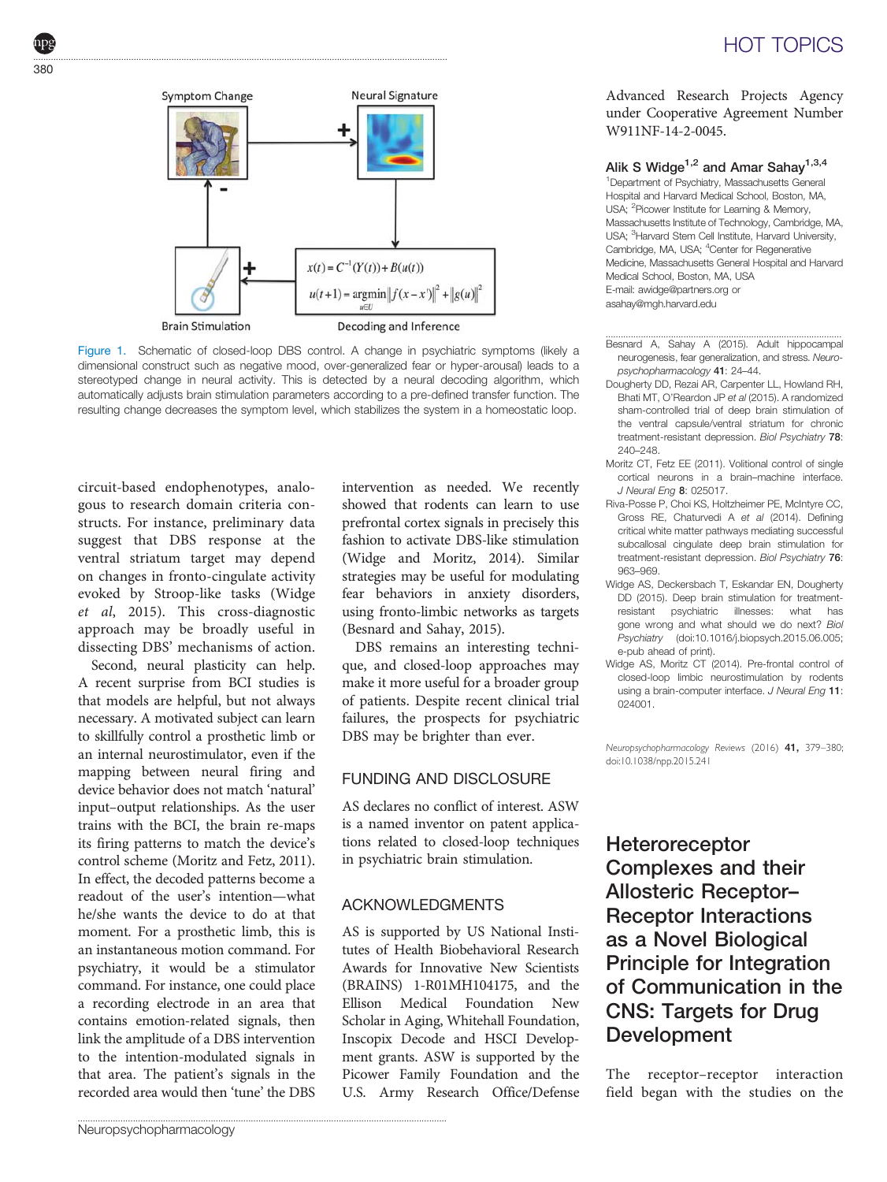Symptom Change

Neural Signature

Brain Stimulation

Decoding and Inference

$$x(t) = C^{-1}(Y(t)) + B(u(t))$$

$$u(t+1) = \underset{u \in U}{\operatorname{argmin}} \|f(x - x')\|^2 + \|g(u)\|^2$$

Figure 1. Schematic of closed-loop DBS control. A change in psychiatric symptoms (likely a dimensional construct such as negative mood, over-generalized fear or hyper-arousal) leads to a stereotyped change in neural activity. This is detected by a neural decoding algorithm, which automatically adjusts brain stimulation parameters according to a pre-defined transfer function. The resulting change decreases the symptom level, which stabilizes the system in a homeostatic loop.

circuit-based endophenotypes, analogous to research domain criteria constructs. For instance, preliminary data suggest that DBS response at the ventral striatum target may depend on changes in fronto-cingulate activity evoked by Stroop-like tasks (Widge *et al*, 2015). This cross-diagnostic approach may be broadly useful in dissecting DBS' mechanisms of action.

Second, neural plasticity can help. A recent surprise from BCI studies is that models are helpful, but not always necessary. A motivated subject can learn to skillfully control a prosthetic limb or an internal neurostimulator, even if the mapping between neural firing and device behavior does not match 'natural' input–output relationships. As the user trains with the BCI, the brain re-maps its firing patterns to match the device's control scheme (Moritz and Fetz, 2011). In effect, the decoded patterns become a readout of the user's intention—what he/she wants the device to do at that moment. For a prosthetic limb, this is an instantaneous motion command. For psychiatry, it would be a stimulator command. For instance, one could place a recording electrode in an area that contains emotion-related signals, then link the amplitude of a DBS intervention to the intention-modulated signals in that area. The patient's signals in the recorded area would then 'tune' the DBS intervention as needed. We recently showed that rodents can learn to use prefrontal cortex signals in precisely this fashion to activate DBS-like stimulation (Widge and Moritz, 2014). Similar strategies may be useful for modulating fear behaviors in anxiety disorders, using fronto-limbic networks as targets (Besnard and Sahay, 2015).

DBS remains an interesting technique, and closed-loop approaches may make it more useful for a broader group of patients. Despite recent clinical trial failures, the prospects for psychiatric DBS may be brighter than ever.

## FUNDING AND DISCLOSURE

AS declares no conflict of interest. ASW is a named inventor on patent applications related to closed-loop techniques in psychiatric brain stimulation.

## ACKNOWLEDGMENTS

AS is supported by US National Institutes of Health Biobehavioral Research Awards for Innovative New Scientists (BRAINS) 1-R01MH104175, and the Ellison Medical Foundation New Scholar in Aging, Whitehall Foundation, Inscopix Decode and HSCI Development grants. ASW is supported by the Picower Family Foundation and the U.S. Army Research Office/Defense Advanced Research Projects Agency under Cooperative Agreement Number W911NF-14-2-0045.

**Alik S Widge[1,2] and Amar Sahay[1,3,4]**

[1]Department of Psychiatry, Massachusetts General Hospital and Harvard Medical School, Boston, MA, USA; [2]Picower Institute for Learning & Memory, Massachusetts Institute of Technology, Cambridge, MA, USA; [3]Harvard Stem Cell Institute, Harvard University, Cambridge, MA, USA; [4]Center for Regenerative Medicine, Massachusetts General Hospital and Harvard Medical School, Boston, MA, USA
E-mail: awidge@partners.org or asahay@mgh.harvard.edu

Besnard A, Sahay A (2015). Adult hippocampal neurogenesis, fear generalization, and stress. *Neuropsychopharmacology* **41**: 24–44.

Dougherty DD, Rezai AR, Carpenter LL, Howland RH, Bhati MT, O'Reardon JP *et al* (2015). A randomized sham-controlled trial of deep brain stimulation of the ventral capsule/ventral striatum for chronic treatment-resistant depression. *Biol Psychiatry* **78**: 240–248.

Moritz CT, Fetz EE (2011). Volitional control of single cortical neurons in a brain–machine interface. *J Neural Eng* **8**: 025017.

Riva-Posse P, Choi KS, Holtzheimer PE, McIntyre CC, Gross RE, Chaturvedi A *et al* (2014). Defining critical white matter pathways mediating successful subcallosal cingulate deep brain stimulation for treatment-resistant depression. *Biol Psychiatry* **76**: 963–969.

Widge AS, Deckersbach T, Eskandar EN, Dougherty DD (2015). Deep brain stimulation for treatment-resistant psychiatric illnesses: what has gone wrong and what should we do next? *Biol Psychiatry* (doi:10.1016/j.biopsych.2015.06.005; e-pub ahead of print).

Widge AS, Moritz CT (2014). Pre-frontal control of closed-loop limbic neurostimulation by rodents using a brain-computer interface. *J Neural Eng* **11**: 024001.

*Neuropsychopharmacology Reviews* (2016) **41**, 379–380; doi:10.1038/npp.2015.241

# Heteroreceptor Complexes and their Allosteric Receptor–Receptor Interactions as a Novel Biological Principle for Integration of Communication in the CNS: Targets for Drug Development

The receptor–receptor interaction field began with the studies on the